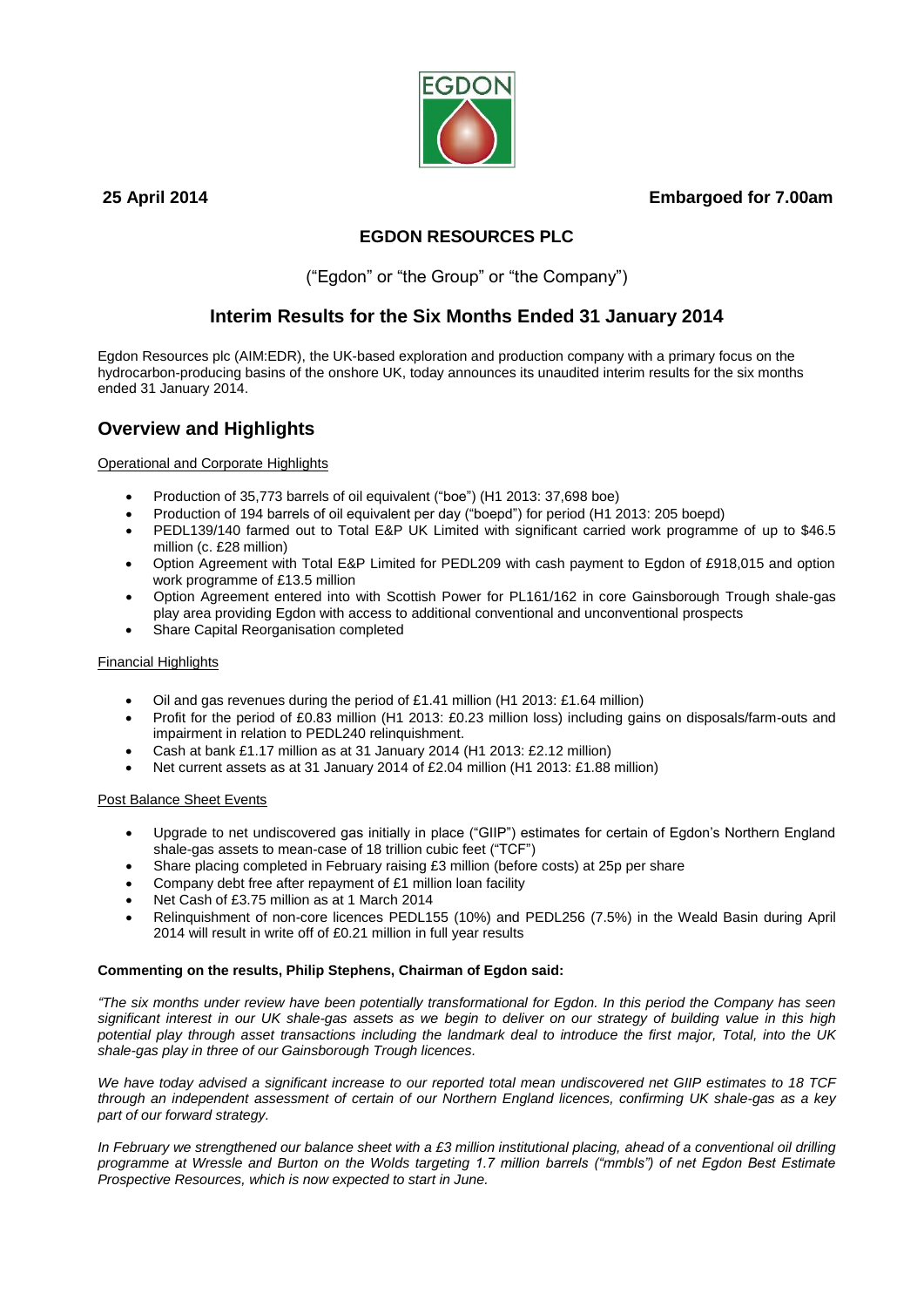**25 April 2014** **Embargoed for 7.00am**

# EGDON RESOURCES PLC

("Egdon" or "the Group" or "the Company")

## Interim Results for the Six Months Ended 31 January 2014

Egdon Resources plc (AIM:EDR), the UK-based exploration and production company with a primary focus on the hydrocarbon-producing basins of the onshore UK, today announces its unaudited interim results for the six months ended 31 January 2014.

## Overview and Highlights

Operational and Corporate Highlights

- Production of 35,773 barrels of oil equivalent ("boe") (H1 2013: 37,698 boe)
- Production of 194 barrels of oil equivalent per day ("boepd") for period (H1 2013: 205 boepd)
- PEDL139/140 farmed out to Total E&P UK Limited with significant carried work programme of up to $46.5 million (c. £28 million)
- Option Agreement with Total E&P Limited for PEDL209 with cash payment to Egdon of £918,015 and option work programme of £13.5 million
- Option Agreement entered into with Scottish Power for PL161/162 in core Gainsborough Trough shale-gas play area providing Egdon with access to additional conventional and unconventional prospects
- Share Capital Reorganisation completed

Financial Highlights

- Oil and gas revenues during the period of £1.41 million (H1 2013: £1.64 million)
- Profit for the period of £0.83 million (H1 2013: £0.23 million loss) including gains on disposals/farm-outs and impairment in relation to PEDL240 relinquishment.
- Cash at bank £1.17 million as at 31 January 2014 (H1 2013: £2.12 million)
- Net current assets as at 31 January 2014 of £2.04 million (H1 2013: £1.88 million)

Post Balance Sheet Events

- Upgrade to net undiscovered gas initially in place ("GIIP") estimates for certain of Egdon's Northern England shale-gas assets to mean-case of 18 trillion cubic feet ("TCF")
- Share placing completed in February raising £3 million (before costs) at 25p per share
- Company debt free after repayment of £1 million loan facility
- Net Cash of £3.75 million as at 1 March 2014
- Relinquishment of non-core licences PEDL155 (10%) and PEDL256 (7.5%) in the Weald Basin during April 2014 will result in write off of £0.21 million in full year results

**Commenting on the results, Philip Stephens, Chairman of Egdon said:**

*"The six months under review have been potentially transformational for Egdon. In this period the Company has seen significant interest in our UK shale-gas assets as we begin to deliver on our strategy of building value in this high potential play through asset transactions including the landmark deal to introduce the first major, Total, into the UK shale-gas play in three of our Gainsborough Trough licences.*

*We have today advised a significant increase to our reported total mean undiscovered net GIIP estimates to 18 TCF through an independent assessment of certain of our Northern England licences, confirming UK shale-gas as a key part of our forward strategy.*

*In February we strengthened our balance sheet with a £3 million institutional placing, ahead of a conventional oil drilling programme at Wressle and Burton on the Wolds targeting 1.7 million barrels ("mmbls") of net Egdon Best Estimate Prospective Resources, which is now expected to start in June.*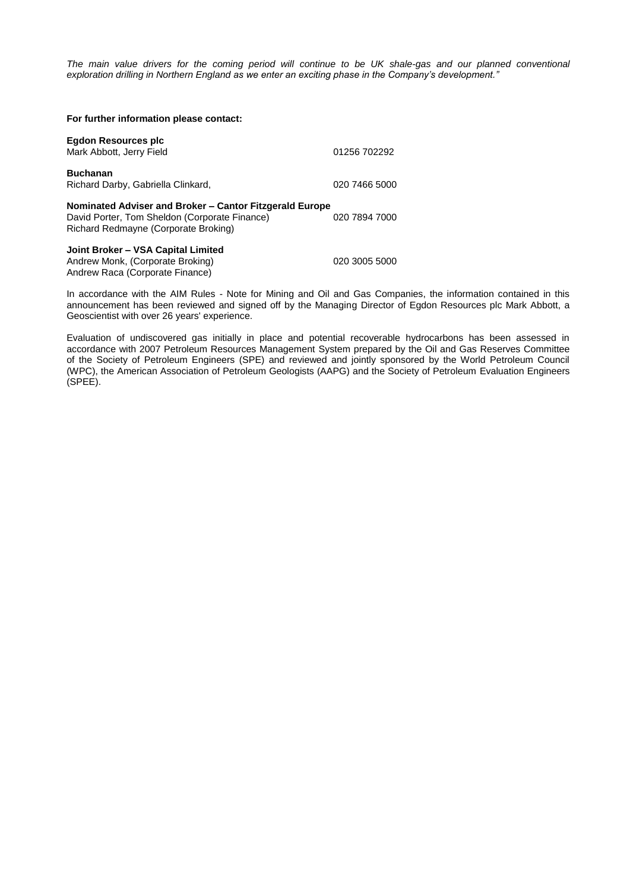*The main value drivers for the coming period will continue to be UK shale-gas and our planned conventional exploration drilling in Northern England as we enter an exciting phase in the Company's development."*

**For further information please contact:**

**Egdon Resources plc**
Mark Abbott, Jerry Field 01256 702292

**Buchanan**
Richard Darby, Gabriella Clinkard, 020 7466 5000

**Nominated Adviser and Broker – Cantor Fitzgerald Europe**
David Porter, Tom Sheldon (Corporate Finance) 020 7894 7000
Richard Redmayne (Corporate Broking)

**Joint Broker – VSA Capital Limited**
Andrew Monk, (Corporate Broking) 020 3005 5000
Andrew Raca (Corporate Finance)

In accordance with the AIM Rules - Note for Mining and Oil and Gas Companies, the information contained in this announcement has been reviewed and signed off by the Managing Director of Egdon Resources plc Mark Abbott, a Geoscientist with over 26 years' experience.

Evaluation of undiscovered gas initially in place and potential recoverable hydrocarbons has been assessed in accordance with 2007 Petroleum Resources Management System prepared by the Oil and Gas Reserves Committee of the Society of Petroleum Engineers (SPE) and reviewed and jointly sponsored by the World Petroleum Council (WPC), the American Association of Petroleum Geologists (AAPG) and the Society of Petroleum Evaluation Engineers (SPEE).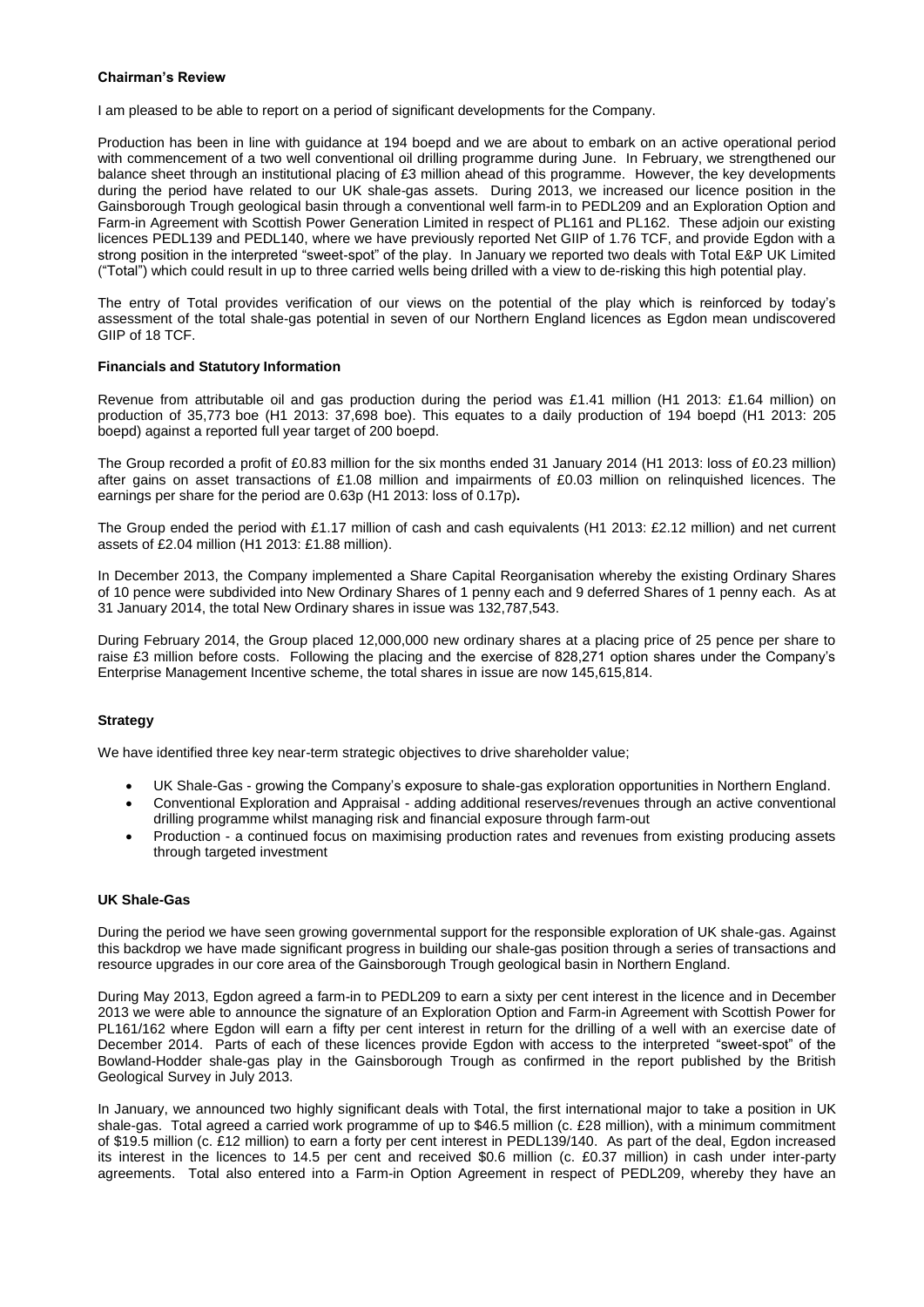## Chairman's Review

I am pleased to be able to report on a period of significant developments for the Company.

Production has been in line with guidance at 194 boepd and we are about to embark on an active operational period with commencement of a two well conventional oil drilling programme during June. In February, we strengthened our balance sheet through an institutional placing of £3 million ahead of this programme. However, the key developments during the period have related to our UK shale-gas assets. During 2013, we increased our licence position in the Gainsborough Trough geological basin through a conventional well farm-in to PEDL209 and an Exploration Option and Farm-in Agreement with Scottish Power Generation Limited in respect of PL161 and PL162. These adjoin our existing licences PEDL139 and PEDL140, where we have previously reported Net GIIP of 1.76 TCF, and provide Egdon with a strong position in the interpreted "sweet-spot" of the play. In January we reported two deals with Total E&P UK Limited ("Total") which could result in up to three carried wells being drilled with a view to de-risking this high potential play.

The entry of Total provides verification of our views on the potential of the play which is reinforced by today's assessment of the total shale-gas potential in seven of our Northern England licences as Egdon mean undiscovered GIIP of 18 TCF.

## Financials and Statutory Information

Revenue from attributable oil and gas production during the period was £1.41 million (H1 2013: £1.64 million) on production of 35,773 boe (H1 2013: 37,698 boe). This equates to a daily production of 194 boepd (H1 2013: 205 boepd) against a reported full year target of 200 boepd.

The Group recorded a profit of £0.83 million for the six months ended 31 January 2014 (H1 2013: loss of £0.23 million) after gains on asset transactions of £1.08 million and impairments of £0.03 million on relinquished licences. The earnings per share for the period are 0.63p (H1 2013: loss of 0.17p).

The Group ended the period with £1.17 million of cash and cash equivalents (H1 2013: £2.12 million) and net current assets of £2.04 million (H1 2013: £1.88 million).

In December 2013, the Company implemented a Share Capital Reorganisation whereby the existing Ordinary Shares of 10 pence were subdivided into New Ordinary Shares of 1 penny each and 9 deferred Shares of 1 penny each. As at 31 January 2014, the total New Ordinary shares in issue was 132,787,543.

During February 2014, the Group placed 12,000,000 new ordinary shares at a placing price of 25 pence per share to raise £3 million before costs. Following the placing and the exercise of 828,271 option shares under the Company's Enterprise Management Incentive scheme, the total shares in issue are now 145,615,814.

## Strategy

We have identified three key near-term strategic objectives to drive shareholder value;

- UK Shale-Gas - growing the Company's exposure to shale-gas exploration opportunities in Northern England.
- Conventional Exploration and Appraisal - adding additional reserves/revenues through an active conventional drilling programme whilst managing risk and financial exposure through farm-out
- Production - a continued focus on maximising production rates and revenues from existing producing assets through targeted investment

## UK Shale-Gas

During the period we have seen growing governmental support for the responsible exploration of UK shale-gas. Against this backdrop we have made significant progress in building our shale-gas position through a series of transactions and resource upgrades in our core area of the Gainsborough Trough geological basin in Northern England.

During May 2013, Egdon agreed a farm-in to PEDL209 to earn a sixty per cent interest in the licence and in December 2013 we were able to announce the signature of an Exploration Option and Farm-in Agreement with Scottish Power for PL161/162 where Egdon will earn a fifty per cent interest in return for the drilling of a well with an exercise date of December 2014. Parts of each of these licences provide Egdon with access to the interpreted "sweet-spot" of the Bowland-Hodder shale-gas play in the Gainsborough Trough as confirmed in the report published by the British Geological Survey in July 2013.

In January, we announced two highly significant deals with Total, the first international major to take a position in UK shale-gas. Total agreed a carried work programme of up to $46.5 million (c. £28 million), with a minimum commitment of $19.5 million (c. £12 million) to earn a forty per cent interest in PEDL139/140. As part of the deal, Egdon increased its interest in the licences to 14.5 per cent and received $0.6 million (c. £0.37 million) in cash under inter-party agreements. Total also entered into a Farm-in Option Agreement in respect of PEDL209, whereby they have an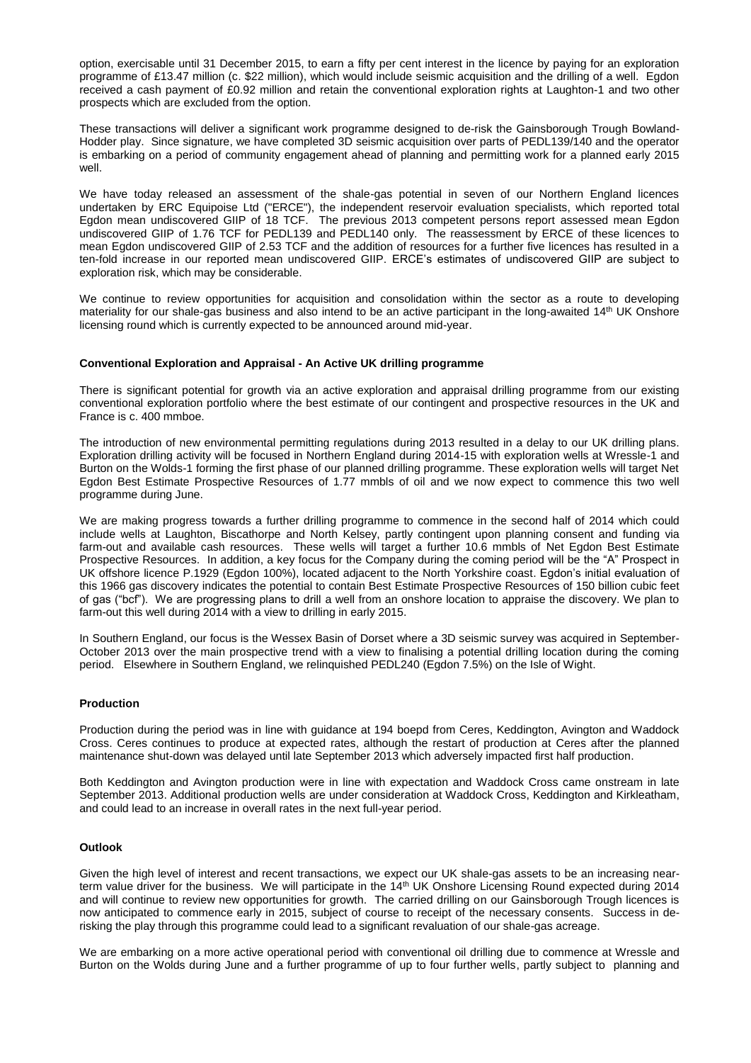option, exercisable until 31 December 2015, to earn a fifty per cent interest in the licence by paying for an exploration programme of £13.47 million (c. $22 million), which would include seismic acquisition and the drilling of a well. Egdon received a cash payment of £0.92 million and retain the conventional exploration rights at Laughton-1 and two other prospects which are excluded from the option.

These transactions will deliver a significant work programme designed to de-risk the Gainsborough Trough Bowland-Hodder play. Since signature, we have completed 3D seismic acquisition over parts of PEDL139/140 and the operator is embarking on a period of community engagement ahead of planning and permitting work for a planned early 2015 well.

We have today released an assessment of the shale-gas potential in seven of our Northern England licences undertaken by ERC Equipoise Ltd ("ERCE"), the independent reservoir evaluation specialists, which reported total Egdon mean undiscovered GIIP of 18 TCF. The previous 2013 competent persons report assessed mean Egdon undiscovered GIIP of 1.76 TCF for PEDL139 and PEDL140 only. The reassessment by ERCE of these licences to mean Egdon undiscovered GIIP of 2.53 TCF and the addition of resources for a further five licences has resulted in a ten-fold increase in our reported mean undiscovered GIIP. ERCE's estimates of undiscovered GIIP are subject to exploration risk, which may be considerable.

We continue to review opportunities for acquisition and consolidation within the sector as a route to developing materiality for our shale-gas business and also intend to be an active participant in the long-awaited 14th UK Onshore licensing round which is currently expected to be announced around mid-year.

**Conventional Exploration and Appraisal - An Active UK drilling programme**

There is significant potential for growth via an active exploration and appraisal drilling programme from our existing conventional exploration portfolio where the best estimate of our contingent and prospective resources in the UK and France is c. 400 mmboe.

The introduction of new environmental permitting regulations during 2013 resulted in a delay to our UK drilling plans. Exploration drilling activity will be focused in Northern England during 2014-15 with exploration wells at Wressle-1 and Burton on the Wolds-1 forming the first phase of our planned drilling programme. These exploration wells will target Net Egdon Best Estimate Prospective Resources of 1.77 mmbls of oil and we now expect to commence this two well programme during June.

We are making progress towards a further drilling programme to commence in the second half of 2014 which could include wells at Laughton, Biscathorpe and North Kelsey, partly contingent upon planning consent and funding via farm-out and available cash resources. These wells will target a further 10.6 mmbls of Net Egdon Best Estimate Prospective Resources. In addition, a key focus for the Company during the coming period will be the "A" Prospect in UK offshore licence P.1929 (Egdon 100%), located adjacent to the North Yorkshire coast. Egdon's initial evaluation of this 1966 gas discovery indicates the potential to contain Best Estimate Prospective Resources of 150 billion cubic feet of gas ("bcf"). We are progressing plans to drill a well from an onshore location to appraise the discovery. We plan to farm-out this well during 2014 with a view to drilling in early 2015.

In Southern England, our focus is the Wessex Basin of Dorset where a 3D seismic survey was acquired in September-October 2013 over the main prospective trend with a view to finalising a potential drilling location during the coming period. Elsewhere in Southern England, we relinquished PEDL240 (Egdon 7.5%) on the Isle of Wight.

**Production**

Production during the period was in line with guidance at 194 boepd from Ceres, Keddington, Avington and Waddock Cross. Ceres continues to produce at expected rates, although the restart of production at Ceres after the planned maintenance shut-down was delayed until late September 2013 which adversely impacted first half production.

Both Keddington and Avington production were in line with expectation and Waddock Cross came onstream in late September 2013. Additional production wells are under consideration at Waddock Cross, Keddington and Kirkleatham, and could lead to an increase in overall rates in the next full-year period.

**Outlook**

Given the high level of interest and recent transactions, we expect our UK shale-gas assets to be an increasing near-term value driver for the business. We will participate in the 14th UK Onshore Licensing Round expected during 2014 and will continue to review new opportunities for growth. The carried drilling on our Gainsborough Trough licences is now anticipated to commence early in 2015, subject of course to receipt of the necessary consents. Success in de-risking the play through this programme could lead to a significant revaluation of our shale-gas acreage.

We are embarking on a more active operational period with conventional oil drilling due to commence at Wressle and Burton on the Wolds during June and a further programme of up to four further wells, partly subject to planning and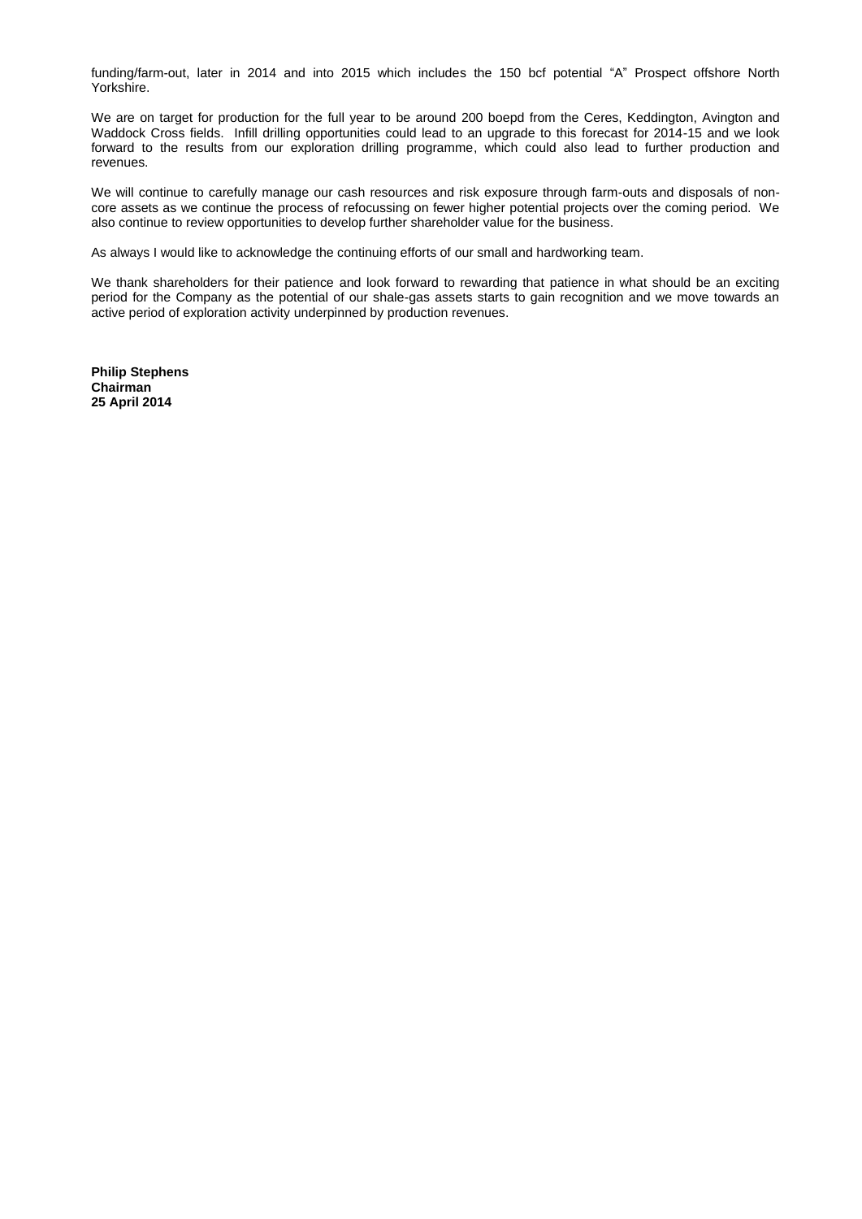funding/farm-out, later in 2014 and into 2015 which includes the 150 bcf potential "A" Prospect offshore North Yorkshire.

We are on target for production for the full year to be around 200 boepd from the Ceres, Keddington, Avington and Waddock Cross fields. Infill drilling opportunities could lead to an upgrade to this forecast for 2014-15 and we look forward to the results from our exploration drilling programme, which could also lead to further production and revenues.

We will continue to carefully manage our cash resources and risk exposure through farm-outs and disposals of non-core assets as we continue the process of refocussing on fewer higher potential projects over the coming period. We also continue to review opportunities to develop further shareholder value for the business.

As always I would like to acknowledge the continuing efforts of our small and hardworking team.

We thank shareholders for their patience and look forward to rewarding that patience in what should be an exciting period for the Company as the potential of our shale-gas assets starts to gain recognition and we move towards an active period of exploration activity underpinned by production revenues.

**Philip Stephens**
**Chairman**
**25 April 2014**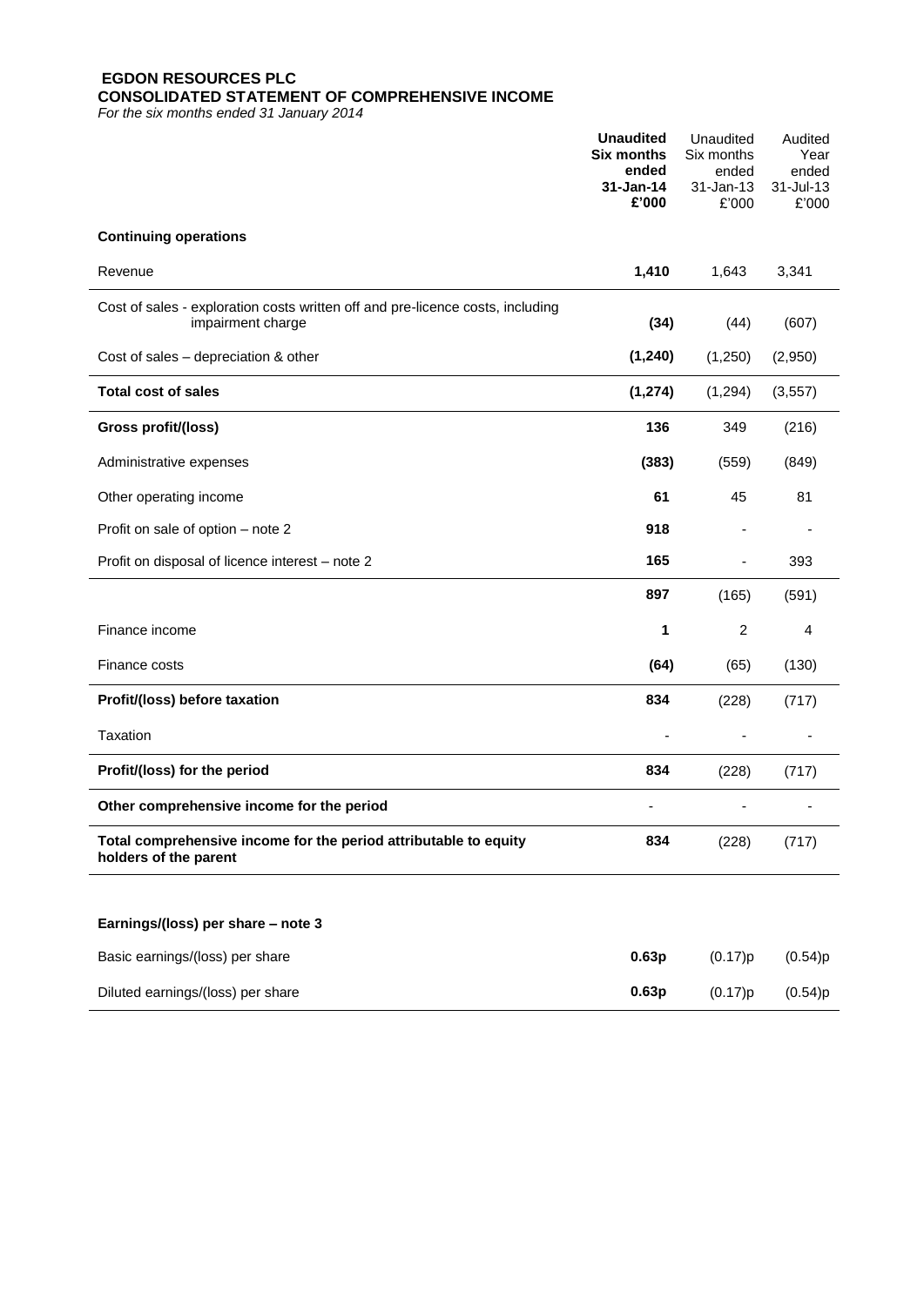**EGDON RESOURCES PLC**
**CONSOLIDATED STATEMENT OF COMPREHENSIVE INCOME**
*For the six months ended 31 January 2014*

| | **Unaudited Six months ended 31-Jan-14 £'000** | Unaudited Six months ended 31-Jan-13 £'000 | Audited Year ended 31-Jul-13 £'000 |
|---|---|---|---|
| **Continuing operations** | | | |
| Revenue | **1,410** | 1,643 | 3,341 |
| Cost of sales - exploration costs written off and pre-licence costs, including impairment charge | **(34)** | (44) | (607) |
| Cost of sales – depreciation & other | **(1,240)** | (1,250) | (2,950) |
| **Total cost of sales** | **(1,274)** | (1,294) | (3,557) |
| **Gross profit/(loss)** | **136** | 349 | (216) |
| Administrative expenses | **(383)** | (559) | (849) |
| Other operating income | **61** | 45 | 81 |
| Profit on sale of option – note 2 | **918** | - | - |
| Profit on disposal of licence interest – note 2 | **165** | - | 393 |
| | **897** | (165) | (591) |
| Finance income | **1** | 2 | 4 |
| Finance costs | **(64)** | (65) | (130) |
| **Profit/(loss) before taxation** | **834** | (228) | (717) |
| Taxation | - | - | - |
| **Profit/(loss) for the period** | **834** | (228) | (717) |
| **Other comprehensive income for the period** | - | - | - |
| **Total comprehensive income for the period attributable to equity holders of the parent** | **834** | (228) | (717) |
| | | | |
| **Earnings/(loss) per share – note 3** | | | |
| Basic earnings/(loss) per share | **0.63p** | (0.17)p | (0.54)p |
| Diluted earnings/(loss) per share | **0.63p** | (0.17)p | (0.54)p |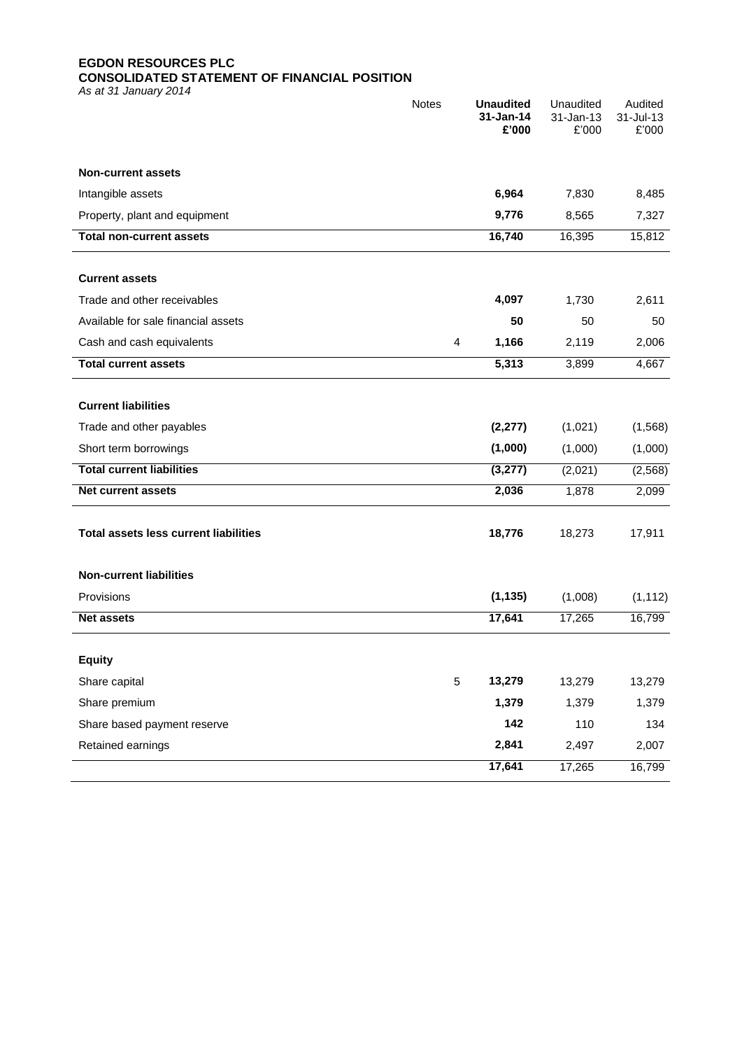**EGDON RESOURCES PLC**
**CONSOLIDATED STATEMENT OF FINANCIAL POSITION**
*As at 31 January 2014*

| | Notes | **Unaudited 31-Jan-14 £'000** | Unaudited 31-Jan-13 £'000 | Audited 31-Jul-13 £'000 |
|---|---|---|---|---|
| **Non-current assets** | | | | |
| Intangible assets | | **6,964** | 7,830 | 8,485 |
| Property, plant and equipment | | **9,776** | 8,565 | 7,327 |
| **Total non-current assets** | | **16,740** | 16,395 | 15,812 |
| **Current assets** | | | | |
| Trade and other receivables | | **4,097** | 1,730 | 2,611 |
| Available for sale financial assets | | **50** | 50 | 50 |
| Cash and cash equivalents | 4 | **1,166** | 2,119 | 2,006 |
| **Total current assets** | | **5,313** | 3,899 | 4,667 |
| **Current liabilities** | | | | |
| Trade and other payables | | **(2,277)** | (1,021) | (1,568) |
| Short term borrowings | | **(1,000)** | (1,000) | (1,000) |
| **Total current liabilities** | | **(3,277)** | (2,021) | (2,568) |
| **Net current assets** | | **2,036** | 1,878 | 2,099 |
| **Total assets less current liabilities** | | **18,776** | 18,273 | 17,911 |
| **Non-current liabilities** | | | | |
| Provisions | | **(1,135)** | (1,008) | (1,112) |
| **Net assets** | | **17,641** | 17,265 | 16,799 |
| **Equity** | | | | |
| Share capital | 5 | **13,279** | 13,279 | 13,279 |
| Share premium | | **1,379** | 1,379 | 1,379 |
| Share based payment reserve | | **142** | 110 | 134 |
| Retained earnings | | **2,841** | 2,497 | 2,007 |
| | | **17,641** | 17,265 | 16,799 |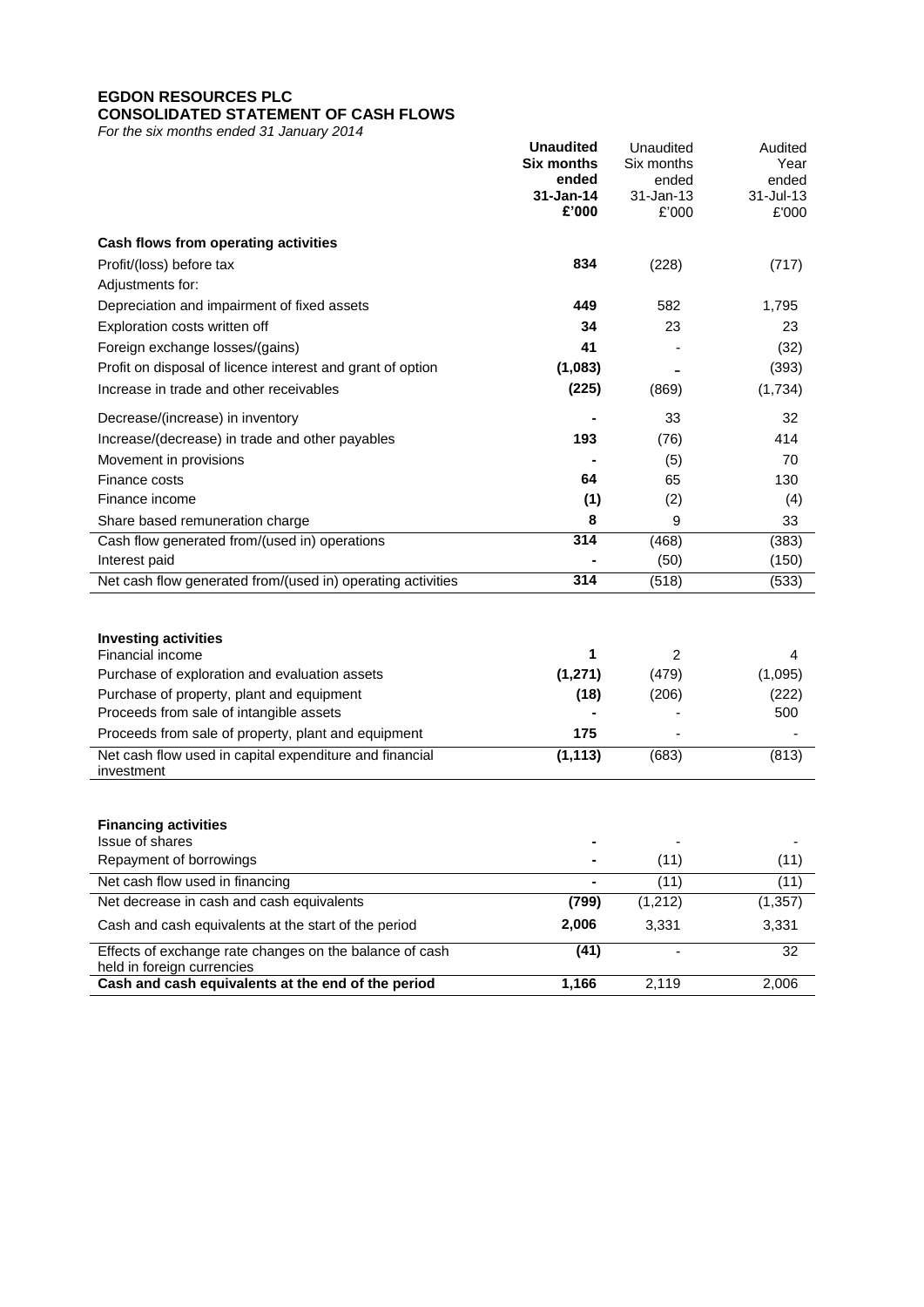**EGDON RESOURCES PLC**
**CONSOLIDATED STATEMENT OF CASH FLOWS**
*For the six months ended 31 January 2014*

| | **Unaudited Six months ended 31-Jan-14 £'000** | Unaudited Six months ended 31-Jan-13 £'000 | Audited Year ended 31-Jul-13 £'000 |
|---|---|---|---|
| **Cash flows from operating activities** | | | |
| Profit/(loss) before tax | **834** | (228) | (717) |
| Adjustments for: | | | |
| Depreciation and impairment of fixed assets | **449** | 582 | 1,795 |
| Exploration costs written off | **34** | 23 | 23 |
| Foreign exchange losses/(gains) | **41** | - | (32) |
| Profit on disposal of licence interest and grant of option | **(1,083)** | - | (393) |
| Increase in trade and other receivables | **(225)** | (869) | (1,734) |
| Decrease/(increase) in inventory | **-** | 33 | 32 |
| Increase/(decrease) in trade and other payables | **193** | (76) | 414 |
| Movement in provisions | **-** | (5) | 70 |
| Finance costs | **64** | 65 | 130 |
| Finance income | **(1)** | (2) | (4) |
| Share based remuneration charge | **8** | 9 | 33 |
| Cash flow generated from/(used in) operations | **314** | (468) | (383) |
| Interest paid | **-** | (50) | (150) |
| Net cash flow generated from/(used in) operating activities | **314** | (518) | (533) |
| | | | |
| **Investing activities** | | | |
| Financial income | **1** | 2 | 4 |
| Purchase of exploration and evaluation assets | **(1,271)** | (479) | (1,095) |
| Purchase of property, plant and equipment | **(18)** | (206) | (222) |
| Proceeds from sale of intangible assets | **-** | - | 500 |
| Proceeds from sale of property, plant and equipment | **175** | - | - |
| Net cash flow used in capital expenditure and financial investment | **(1,113)** | (683) | (813) |
| | | | |
| **Financing activities** | | | |
| Issue of shares | **-** | - | - |
| Repayment of borrowings | **-** | (11) | (11) |
| Net cash flow used in financing | **-** | (11) | (11) |
| Net decrease in cash and cash equivalents | **(799)** | (1,212) | (1,357) |
| Cash and cash equivalents at the start of the period | **2,006** | 3,331 | 3,331 |
| Effects of exchange rate changes on the balance of cash held in foreign currencies | **(41)** | - | 32 |
| **Cash and cash equivalents at the end of the period** | **1,166** | 2,119 | 2,006 |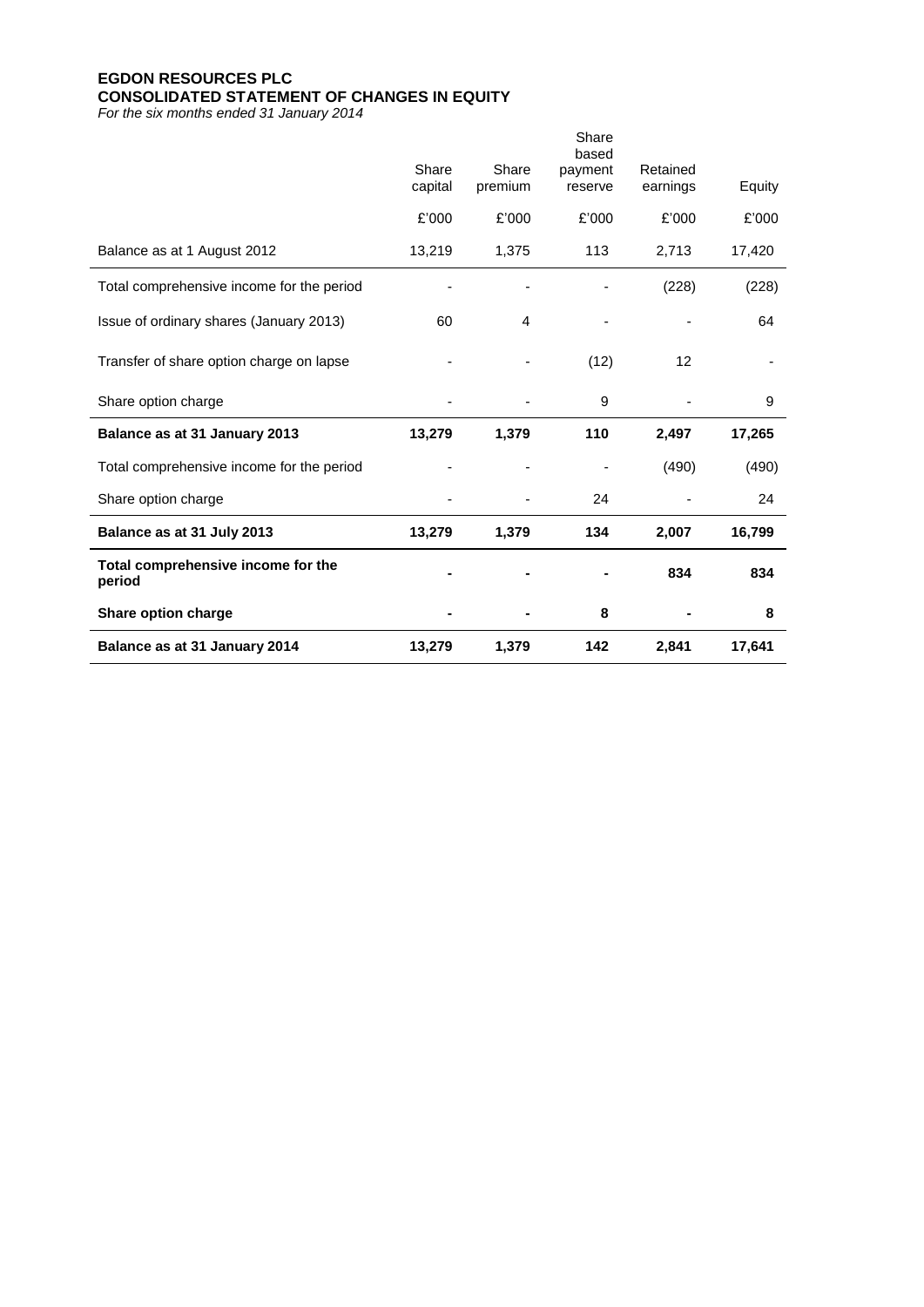**EGDON RESOURCES PLC**
**CONSOLIDATED STATEMENT OF CHANGES IN EQUITY**
*For the six months ended 31 January 2014*

| | Share capital | Share premium | Share based payment reserve | Retained earnings | Equity |
|---|---|---|---|---|---|
| | £'000 | £'000 | £'000 | £'000 | £'000 |
| Balance as at 1 August 2012 | 13,219 | 1,375 | 113 | 2,713 | 17,420 |
| Total comprehensive income for the period | - | - | - | (228) | (228) |
| Issue of ordinary shares (January 2013) | 60 | 4 | - | - | 64 |
| Transfer of share option charge on lapse | - | - | (12) | 12 | - |
| Share option charge | - | - | 9 | - | 9 |
| **Balance as at 31 January 2013** | **13,279** | **1,379** | **110** | **2,497** | **17,265** |
| Total comprehensive income for the period | - | - | - | (490) | (490) |
| Share option charge | - | - | 24 | - | 24 |
| **Balance as at 31 July 2013** | **13,279** | **1,379** | **134** | **2,007** | **16,799** |
| **Total comprehensive income for the period** | **-** | **-** | **-** | **834** | **834** |
| **Share option charge** | **-** | **-** | **8** | **-** | **8** |
| **Balance as at 31 January 2014** | **13,279** | **1,379** | **142** | **2,841** | **17,641** |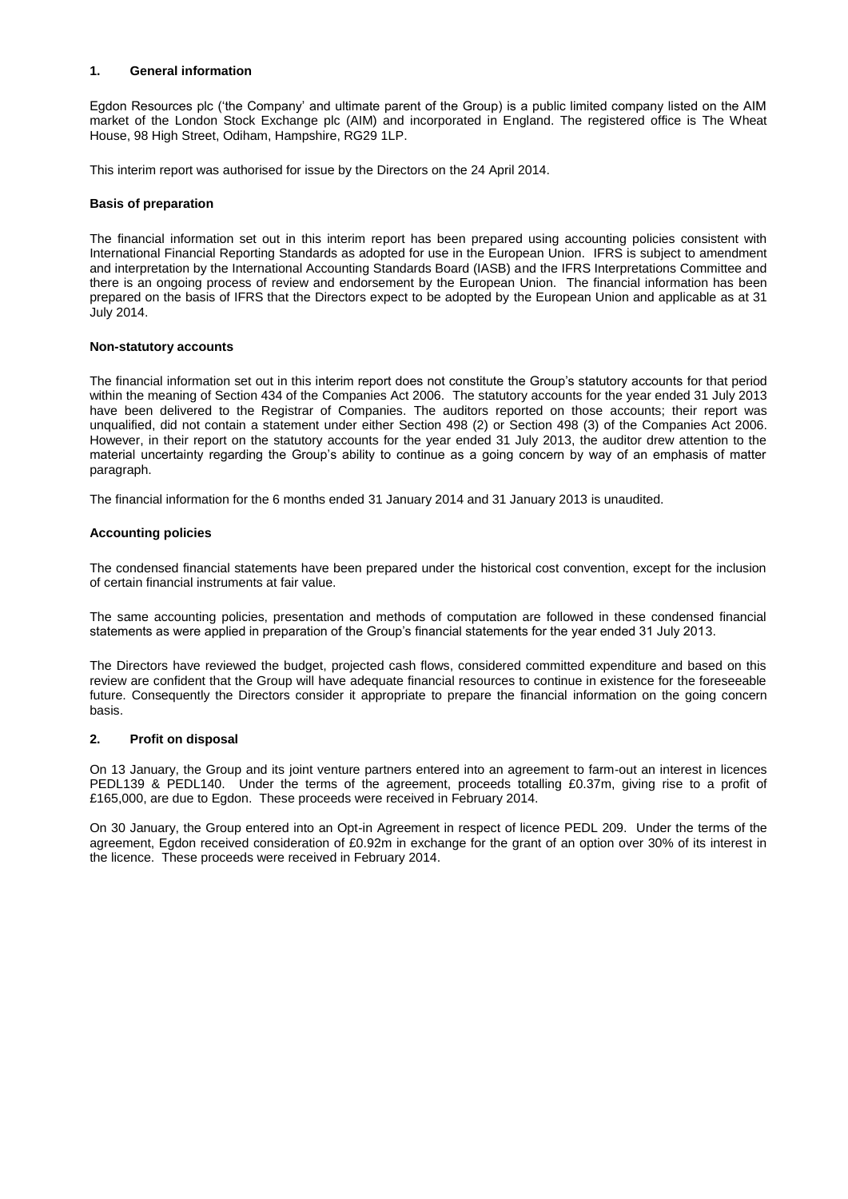## 1. General information

Egdon Resources plc ('the Company' and ultimate parent of the Group) is a public limited company listed on the AIM market of the London Stock Exchange plc (AIM) and incorporated in England. The registered office is The Wheat House, 98 High Street, Odiham, Hampshire, RG29 1LP.

This interim report was authorised for issue by the Directors on the 24 April 2014.

### Basis of preparation

The financial information set out in this interim report has been prepared using accounting policies consistent with International Financial Reporting Standards as adopted for use in the European Union. IFRS is subject to amendment and interpretation by the International Accounting Standards Board (IASB) and the IFRS Interpretations Committee and there is an ongoing process of review and endorsement by the European Union. The financial information has been prepared on the basis of IFRS that the Directors expect to be adopted by the European Union and applicable as at 31 July 2014.

### Non-statutory accounts

The financial information set out in this interim report does not constitute the Group's statutory accounts for that period within the meaning of Section 434 of the Companies Act 2006. The statutory accounts for the year ended 31 July 2013 have been delivered to the Registrar of Companies. The auditors reported on those accounts; their report was unqualified, did not contain a statement under either Section 498 (2) or Section 498 (3) of the Companies Act 2006. However, in their report on the statutory accounts for the year ended 31 July 2013, the auditor drew attention to the material uncertainty regarding the Group's ability to continue as a going concern by way of an emphasis of matter paragraph.

The financial information for the 6 months ended 31 January 2014 and 31 January 2013 is unaudited.

### Accounting policies

The condensed financial statements have been prepared under the historical cost convention, except for the inclusion of certain financial instruments at fair value.

The same accounting policies, presentation and methods of computation are followed in these condensed financial statements as were applied in preparation of the Group's financial statements for the year ended 31 July 2013.

The Directors have reviewed the budget, projected cash flows, considered committed expenditure and based on this review are confident that the Group will have adequate financial resources to continue in existence for the foreseeable future. Consequently the Directors consider it appropriate to prepare the financial information on the going concern basis.

## 2. Profit on disposal

On 13 January, the Group and its joint venture partners entered into an agreement to farm-out an interest in licences PEDL139 & PEDL140. Under the terms of the agreement, proceeds totalling £0.37m, giving rise to a profit of £165,000, are due to Egdon. These proceeds were received in February 2014.

On 30 January, the Group entered into an Opt-in Agreement in respect of licence PEDL 209. Under the terms of the agreement, Egdon received consideration of £0.92m in exchange for the grant of an option over 30% of its interest in the licence. These proceeds were received in February 2014.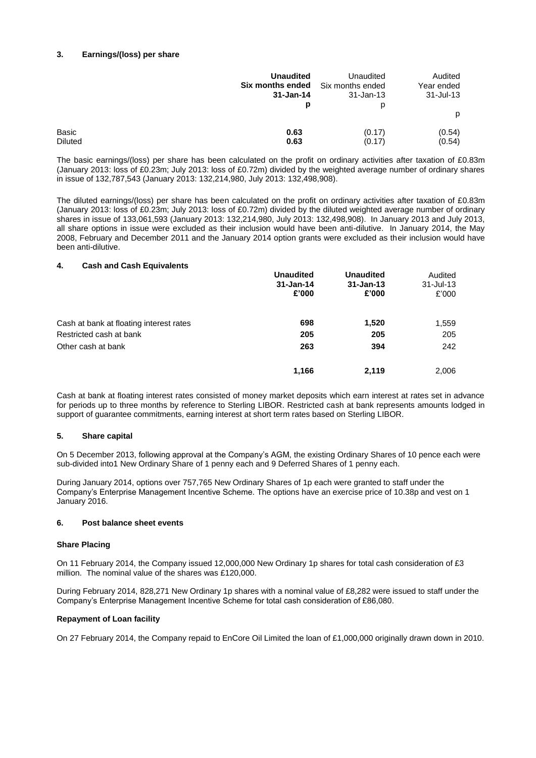## 3. Earnings/(loss) per share

| | **Unaudited Six months ended 31-Jan-14 p** | Unaudited Six months ended 31-Jan-13 p | Audited Year ended 31-Jul-13 p |
|---|---|---|---|
| Basic | **0.63** | (0.17) | (0.54) |
| Diluted | **0.63** | (0.17) | (0.54) |

The basic earnings/(loss) per share has been calculated on the profit on ordinary activities after taxation of £0.83m (January 2013: loss of £0.23m; July 2013: loss of £0.72m) divided by the weighted average number of ordinary shares in issue of 132,787,543 (January 2013: 132,214,980, July 2013: 132,498,908).

The diluted earnings/(loss) per share has been calculated on the profit on ordinary activities after taxation of £0.83m (January 2013: loss of £0.23m; July 2013: loss of £0.72m) divided by the diluted weighted average number of ordinary shares in issue of 133,061,593 (January 2013: 132,214,980, July 2013: 132,498,908). In January 2013 and July 2013, all share options in issue were excluded as their inclusion would have been anti-dilutive. In January 2014, the May 2008, February and December 2011 and the January 2014 option grants were excluded as their inclusion would have been anti-dilutive.

## 4. Cash and Cash Equivalents

| | **Unaudited 31-Jan-14 £'000** | **Unaudited 31-Jan-13 £'000** | Audited 31-Jul-13 £'000 |
|---|---|---|---|
| Cash at bank at floating interest rates | **698** | **1,520** | 1,559 |
| Restricted cash at bank | **205** | **205** | 205 |
| Other cash at bank | **263** | **394** | 242 |
| | **1,166** | **2,119** | 2,006 |

Cash at bank at floating interest rates consisted of money market deposits which earn interest at rates set in advance for periods up to three months by reference to Sterling LIBOR. Restricted cash at bank represents amounts lodged in support of guarantee commitments, earning interest at short term rates based on Sterling LIBOR.

## 5. Share capital

On 5 December 2013, following approval at the Company's AGM, the existing Ordinary Shares of 10 pence each were sub-divided into1 New Ordinary Share of 1 penny each and 9 Deferred Shares of 1 penny each.

During January 2014, options over 757,765 New Ordinary Shares of 1p each were granted to staff under the Company's Enterprise Management Incentive Scheme. The options have an exercise price of 10.38p and vest on 1 January 2016.

## 6. Post balance sheet events

### Share Placing

On 11 February 2014, the Company issued 12,000,000 New Ordinary 1p shares for total cash consideration of £3 million. The nominal value of the shares was £120,000.

During February 2014, 828,271 New Ordinary 1p shares with a nominal value of £8,282 were issued to staff under the Company's Enterprise Management Incentive Scheme for total cash consideration of £86,080.

### Repayment of Loan facility

On 27 February 2014, the Company repaid to EnCore Oil Limited the loan of £1,000,000 originally drawn down in 2010.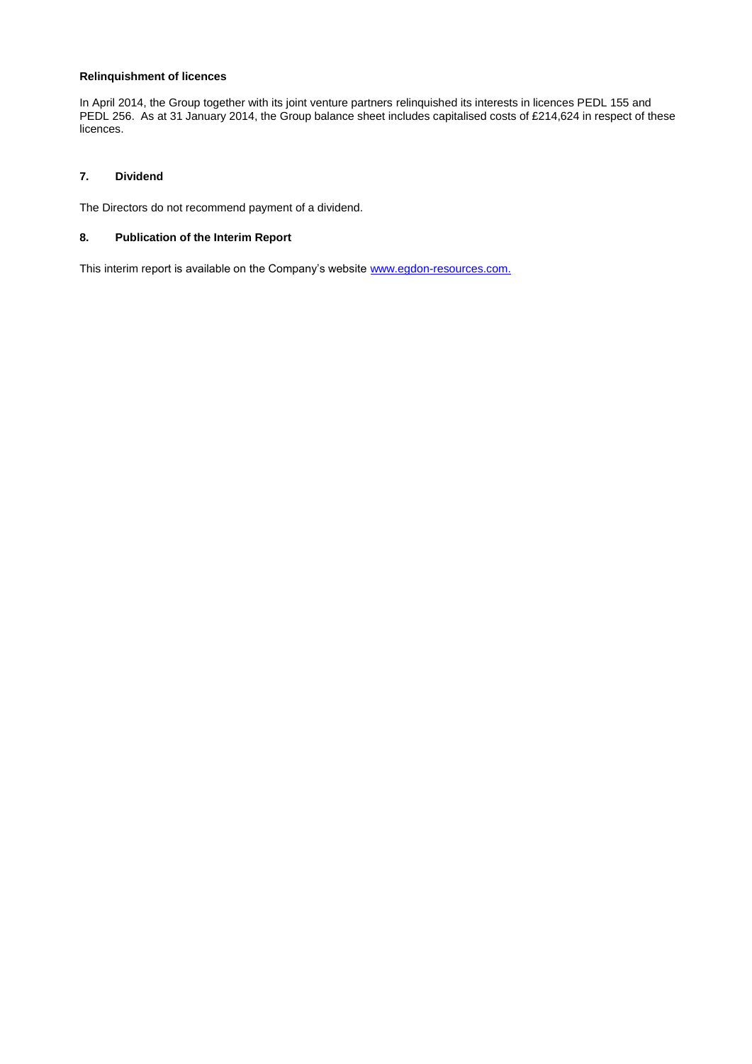**Relinquishment of licences**

In April 2014, the Group together with its joint venture partners relinquished its interests in licences PEDL 155 and PEDL 256. As at 31 January 2014, the Group balance sheet includes capitalised costs of £214,624 in respect of these licences.

## 7. Dividend

The Directors do not recommend payment of a dividend.

## 8. Publication of the Interim Report

This interim report is available on the Company's website www.egdon-resources.com.